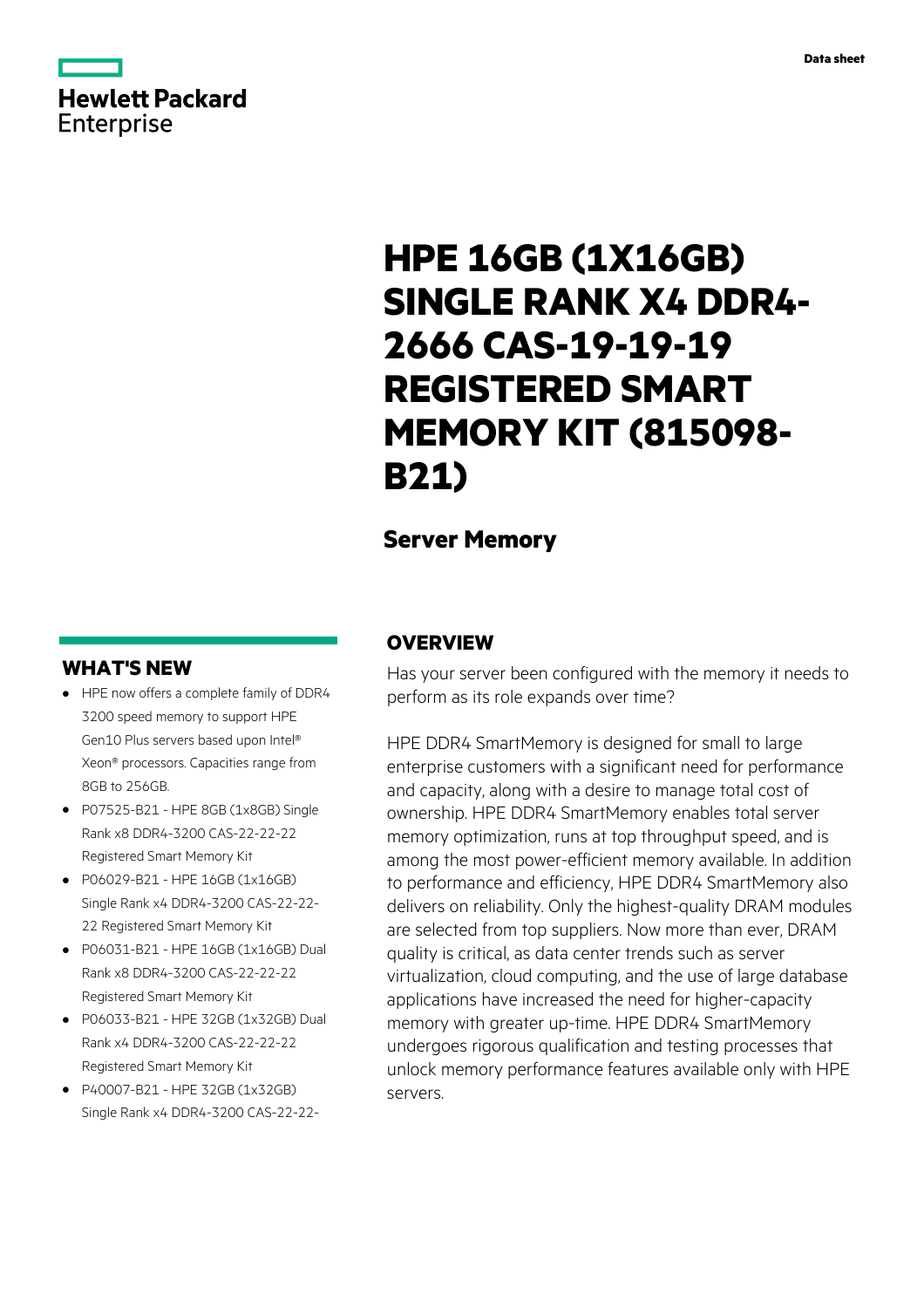Data sheet

Hewlett Packard Enterprise

# HPE 16GB (1X16GB) SINGLE RANK X4 DDR4-2666 CAS-19-19-19 REGISTERED SMART MEMORY KIT (815098-B21)

## Server Memory

## OVERVIEW

Has your server been configured with the memory it needs to perform as its role expands over time?

HPE DDR4 SmartMemory is designed for small to large enterprise customers with a significant need for performance and capacity, along with a desire to manage total cost of ownership. HPE DDR4 SmartMemory enables total server memory optimization, runs at top throughput speed, and is among the most power-efficient memory available. In addition to performance and efficiency, HPE DDR4 SmartMemory also delivers on reliability. Only the highest-quality DRAM modules are selected from top suppliers. Now more than ever, DRAM quality is critical, as data center trends such as server virtualization, cloud computing, and the use of large database applications have increased the need for higher-capacity memory with greater up-time. HPE DDR4 SmartMemory undergoes rigorous qualification and testing processes that unlock memory performance features available only with HPE servers.

## WHAT'S NEW

- HPE now offers a complete family of DDR4 3200 speed memory to support HPE Gen10 Plus servers based upon Intel® Xeon® processors. Capacities range from 8GB to 256GB.
- P07525-B21 - HPE 8GB (1x8GB) Single Rank x8 DDR4-3200 CAS-22-22-22 Registered Smart Memory Kit
- P06029-B21 - HPE 16GB (1x16GB) Single Rank x4 DDR4-3200 CAS-22-22-22 Registered Smart Memory Kit
- P06031-B21 - HPE 16GB (1x16GB) Dual Rank x8 DDR4-3200 CAS-22-22-22 Registered Smart Memory Kit
- P06033-B21 - HPE 32GB (1x32GB) Dual Rank x4 DDR4-3200 CAS-22-22-22 Registered Smart Memory Kit
- P40007-B21 - HPE 32GB (1x32GB) Single Rank x4 DDR4-3200 CAS-22-22-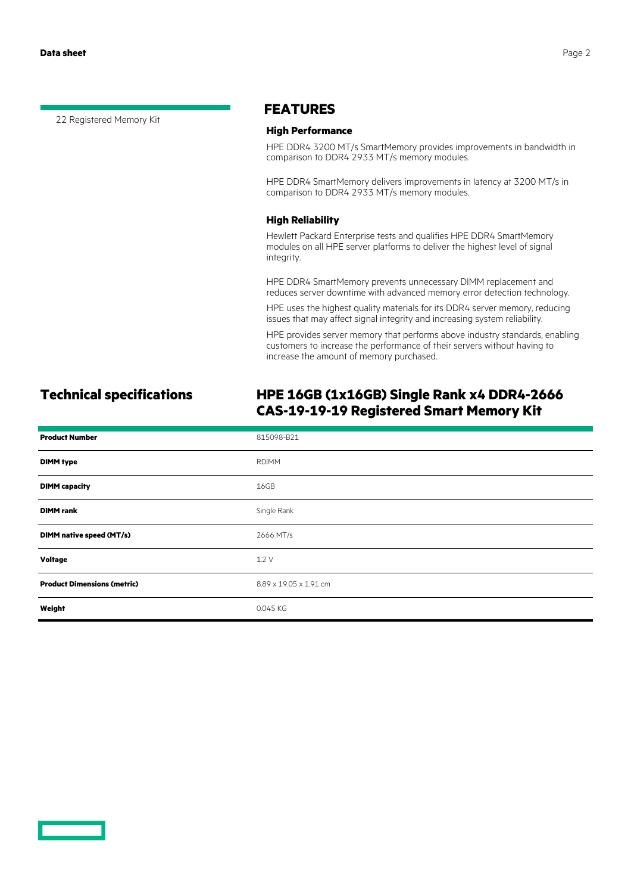22 Registered Memory Kit

## FEATURES

### High Performance

HPE DDR4 3200 MT/s SmartMemory provides improvements in bandwidth in comparison to DDR4 2933 MT/s memory modules.

HPE DDR4 SmartMemory delivers improvements in latency at 3200 MT/s in comparison to DDR4 2933 MT/s memory modules.

### High Reliability

Hewlett Packard Enterprise tests and qualifies HPE DDR4 SmartMemory modules on all HPE server platforms to deliver the highest level of signal integrity.

HPE DDR4 SmartMemory prevents unnecessary DIMM replacement and reduces server downtime with advanced memory error detection technology.

HPE uses the highest quality materials for its DDR4 server memory, reducing issues that may affect signal integrity and increasing system reliability.

HPE provides server memory that performs above industry standards, enabling customers to increase the performance of their servers without having to increase the amount of memory purchased.

## Technical specifications

## HPE 16GB (1x16GB) Single Rank x4 DDR4-2666 CAS-19-19-19 Registered Smart Memory Kit

| | |
|---|---|
| **Product Number** | 815098-B21 |
| **DIMM type** | RDIMM |
| **DIMM capacity** | 16GB |
| **DIMM rank** | Single Rank |
| **DIMM native speed (MT/s)** | 2666 MT/s |
| **Voltage** | 1.2 V |
| **Product Dimensions (metric)** | 8.89 x 19.05 x 1.91 cm |
| **Weight** | 0.045 KG |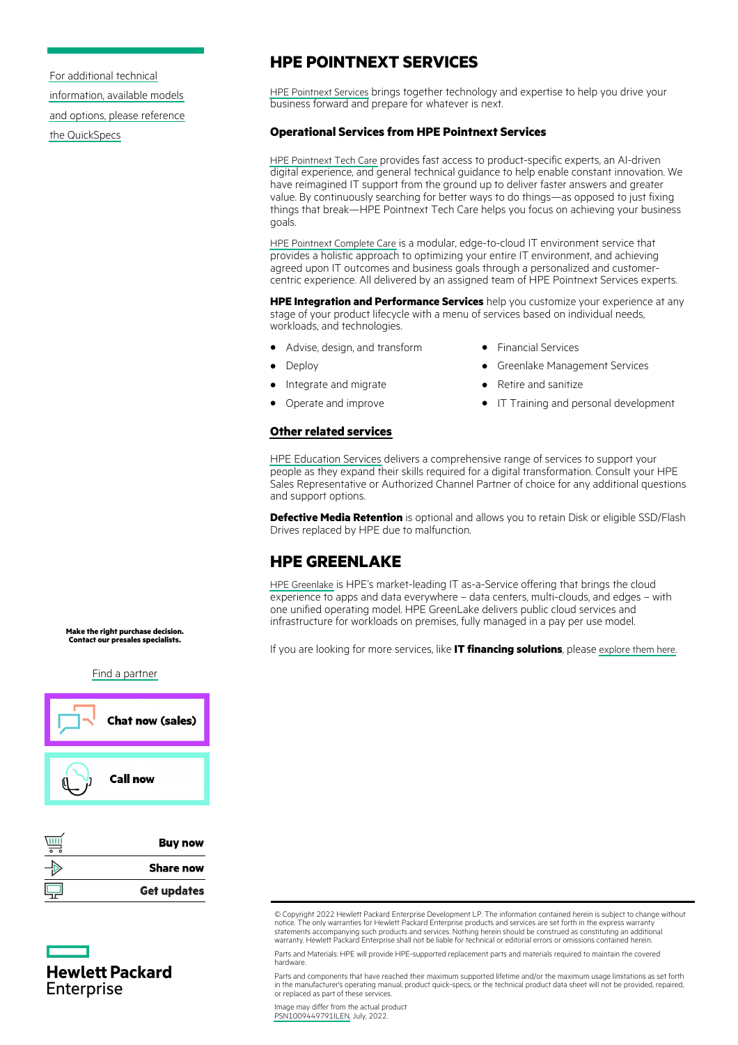For additional technical information, available models and options, please reference the QuickSpecs

## HPE POINTNEXT SERVICES

HPE Pointnext Services brings together technology and expertise to help you drive your business forward and prepare for whatever is next.

### Operational Services from HPE Pointnext Services

HPE Pointnext Tech Care provides fast access to product-specific experts, an AI-driven digital experience, and general technical guidance to help enable constant innovation. We have reimagined IT support from the ground up to deliver faster answers and greater value. By continuously searching for better ways to do things—as opposed to just fixing things that break—HPE Pointnext Tech Care helps you focus on achieving your business goals.

HPE Pointnext Complete Care is a modular, edge-to-cloud IT environment service that provides a holistic approach to optimizing your entire IT environment, and achieving agreed upon IT outcomes and business goals through a personalized and customer-centric experience. All delivered by an assigned team of HPE Pointnext Services experts.

**HPE Integration and Performance Services** help you customize your experience at any stage of your product lifecycle with a menu of services based on individual needs, workloads, and technologies.

- Advise, design, and transform
- Deploy
- Integrate and migrate
- Operate and improve
- Financial Services
- Greenlake Management Services
- Retire and sanitize
- IT Training and personal development

### Other related services

HPE Education Services delivers a comprehensive range of services to support your people as they expand their skills required for a digital transformation. Consult your HPE Sales Representative or Authorized Channel Partner of choice for any additional questions and support options.

**Defective Media Retention** is optional and allows you to retain Disk or eligible SSD/Flash Drives replaced by HPE due to malfunction.

## HPE GREENLAKE

HPE Greenlake is HPE's market-leading IT as-a-Service offering that brings the cloud experience to apps and data everywhere – data centers, multi-clouds, and edges – with one unified operating model. HPE GreenLake delivers public cloud services and infrastructure for workloads on premises, fully managed in a pay per use model.

If you are looking for more services, like **IT financing solutions**, please explore them here.

**Make the right purchase decision. Contact our presales specialists.**

Find a partner

Chat now (sales)

Call now

Buy now

Share now

Get updates

Hewlett Packard Enterprise

© Copyright 2022 Hewlett Packard Enterprise Development LP. The information contained herein is subject to change without notice. The only warranties for Hewlett Packard Enterprise products and services are set forth in the express warranty statements accompanying such products and services. Nothing herein should be construed as constituting an additional warranty. Hewlett Packard Enterprise shall not be liable for technical or editorial errors or omissions contained herein.

Parts and Materials: HPE will provide HPE-supported replacement parts and materials required to maintain the covered hardware.

Parts and components that have reached their maximum supported lifetime and/or the maximum usage limitations as set forth in the manufacturer's operating manual, product quick-specs, or the technical product data sheet will not be provided, repaired, or replaced as part of these services.

Image may differ from the actual product

PSN1009449791ILEN, July, 2022.